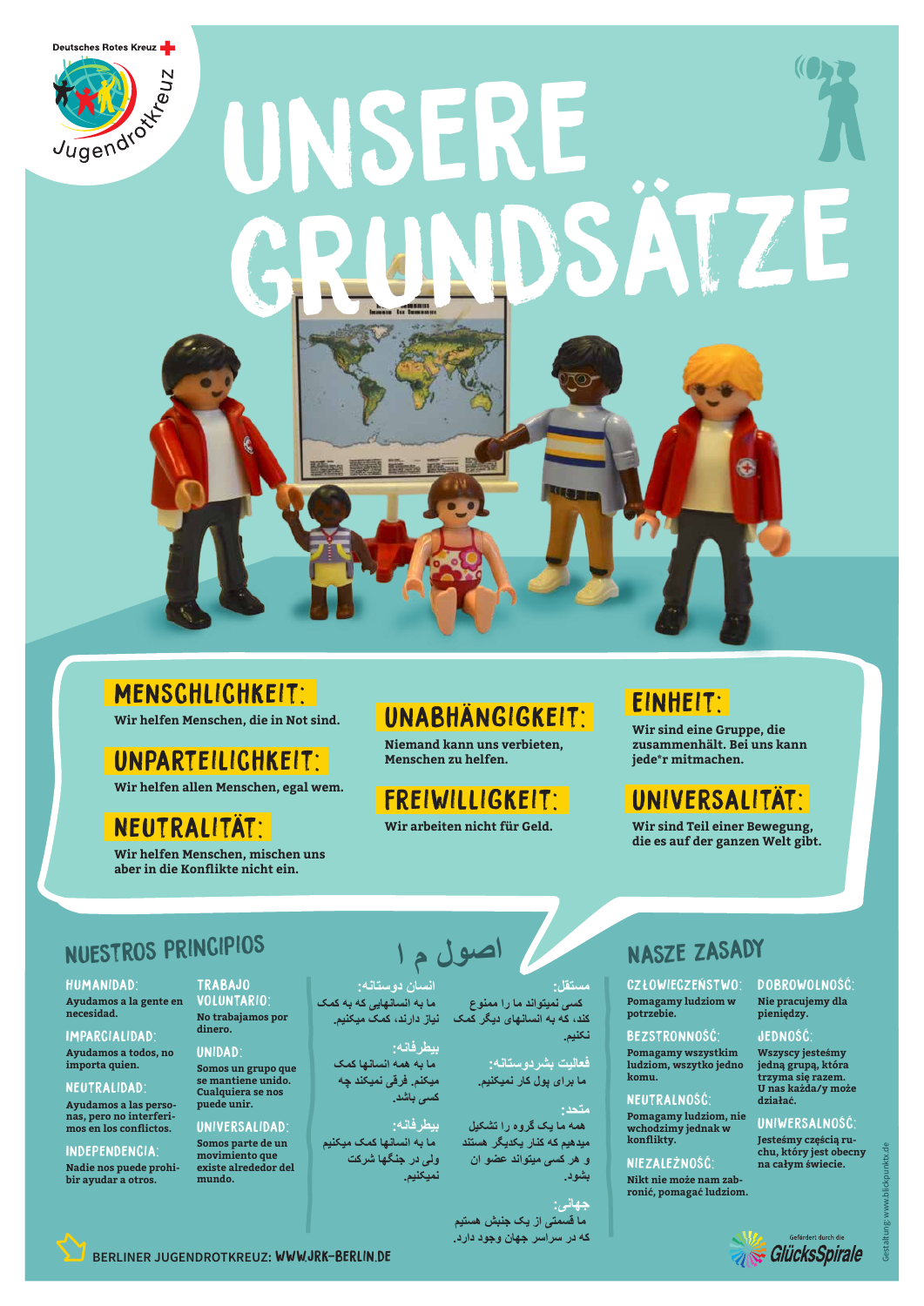Deutsches Rotes Kreuz

Jugendrotkreuz

# UNSERE GRUNDSÄTZE

## MENSCHLICHKEIT:

Wir helfen Menschen, die in Not sind.

## UNPARTEILICHKEIT:

Wir helfen allen Menschen, egal wem.

## NEUTRALITÄT:

Wir helfen Menschen, mischen uns aber in die Konflikte nicht ein.

## UNABHÄNGIGKEIT:

Niemand kann uns verbieten, Menschen zu helfen.

## FREIWILLIGKEIT:

Wir arbeiten nicht für Geld.

## EINHEIT:

Wir sind eine Gruppe, die zusammenhält. Bei uns kann jede*r mitmachen.

## UNIVERSALITÄT:

Wir sind Teil einer Bewegung, die es auf der ganzen Welt gibt.

## NUESTROS PRINCIPIOS

**HUMANIDAD:**
Ayudamos a la gente en necesidad.

**IMPARCIALIDAD:**
Ayudamos a todos, no importa quien.

**NEUTRALIDAD:**
Ayudamos a las personas, pero no interferimos en los conflictos.

**INDEPENDENCIA:**
Nadie nos puede prohibir ayudar a otros.

**TRABAJO VOLUNTARIO:**
No trabajamos por dinero.

**UNIDAD:**
Somos un grupo que se mantiene unido. Cualquiera se nos puede unir.

**UNIVERSALIDAD:**
Somos parte de un movimiento que existe alrededor del mundo.

## اصول م ا

**انسان دوستانه:**
ما به انسانهایی که به کمک نیاز دارند، کمک میکنیم.

**بیطرفانه:**
ما به همه انسانها کمک میکنم. فرقی نمیکند چه کسی باشد.

**بیطرفانه:**
ما به انسانها کمک میکنیم ولی در جنگها شرکت نمیکنیم.

**مستقل:**
کسی نمیتواند ما را ممنوع کند، که به انسانهای دیگر کمک نکنیم.

**فعالیت بشردوستانه:**
ما برای پول کار نمیکنیم.

**متحد:**
همه ما یک گروه را تشکیل میدهیم که کنار یکدیگر هستند و هر کسی میتواند عضو ان بشود.

**جهانی:**
ما قسمتی از یک جنبش هستیم که در سراسر جهان وجود دارد.

## NASZE ZASADY

**CZŁOWIECZEŃSTWO:**
Pomagamy ludziom w potrzebie.

**BEZSTRONNOŚĆ:**
Pomagamy wszystkim ludziom, wszytko jedno komu.

**NEUTRALNOŚĆ:**
Pomagamy ludziom, nie wchodzimy jednak w konflikty.

**NIEZALEŻNOŚĆ:**
Nikt nie może nam zabronić, pomagać ludziom.

**DOBROWOLNOŚĆ:**
Nie pracujemy dla pieniędzy.

**JEDNOŚĆ:**
Wszyscy jesteśmy jedną grupą, która trzyma się razem. U nas każda/y może działać.

**UNIWERSALNOŚĆ:**
Jesteśmy częścią ruchu, który jest obecny na całym świecie.

BERLINER JUGENDROTKREUZ: WWW.JRK-BERLIN.DE

Gefördert durch die GlücksSpirale

Gestaltung: www.blickpunktx.de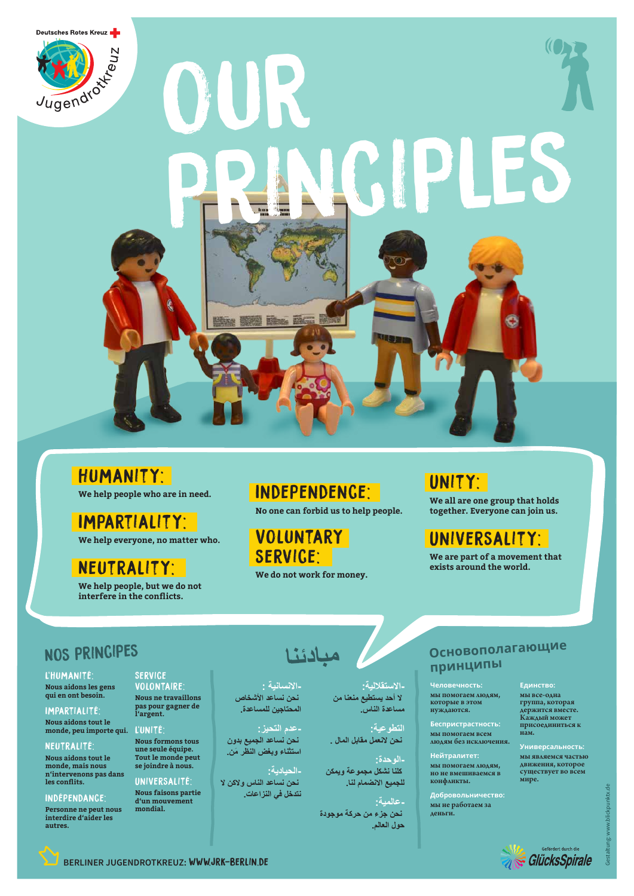Deutsches Rotes Kreuz

Jugendrotkreuz

# OUR PRINCIPLES

## HUMANITY:

We help people who are in need.

## IMPARTIALITY:

We help everyone, no matter who.

## NEUTRALITY:

We help people, but we do not interfere in the conflicts.

## INDEPENDENCE:

No one can forbid us to help people.

## VOLUNTARY SERVICE:

We do not work for money.

## UNITY:

We all are one group that holds together. Everyone can join us.

## UNIVERSALITY:

We are part of a movement that exists around the world.

## NOS PRINCIPES

**L'HUMANITÉ:**
Nous aidons les gens qui en ont besoin.

**IMPARTIALITÉ:**
Nous aidons tout le monde, peu importe qui.

**NEUTRALITÉ:**
Nous aidons tout le monde, mais nous n'intervenons pas dans les conflits.

**INDÉPENDANCE:**
Personne ne peut nous interdire d'aider les autres.

**SERVICE VOLONTAIRE:**
Nous ne travaillons pas pour gagner de l'argent.

**L'UNITÉ:**
Nous formons tous une seule équipe. Tout le monde peut se joindre à nous.

**UNIVERSALITÉ:**
Nous faisons partie d'un mouvement mondial.

## مبادئنا

**-الانسانية :**
نحن نساعد الأشخاص المحتاجين للمساعدة.

**-عدم التحيز:**
نحن نساعد الجميع بدون استثناء وبغض النظر عن مَن.

**-الحيادية:**
نحن نساعد الناس ولاكن لا نتدخل في النزاعات.

**-الاستقلالية:**
لا احد يستطيع منعنا من مساعدة الناس.

**التطوعية:**
نحن لانعمل مقابل المال .

**-الوحدة:**
كلنا نشكل مجموعة ويمكن للجميع الانضمام لنا.

**-عالمية:**
نحن جزء من حركة موجودة حول العالم.

## Основополагающие принципы

**Человечность:**
мы помогаем людям, которые в этом нуждаются.

**Беспристрастность:**
мы помогаем всем людям без исключения.

**Нейтралитет:**
мы помогаем людям, но не вмешиваемся в конфликты.

**Добровольничество:**
мы не работаем за деньги.

**Единство:**
мы все-одна группа, которая держится вместе. Каждый может присоединиться к нам.

**Универсальность:**
мы являемся частью движения, которое существует во всем мире.

BERLINER JUGENDROTKREUZ: WWW.JRK-BERLIN.DE

Gefördert durch die GlücksSpirale

Gestaltung: www.blickpunktx.de